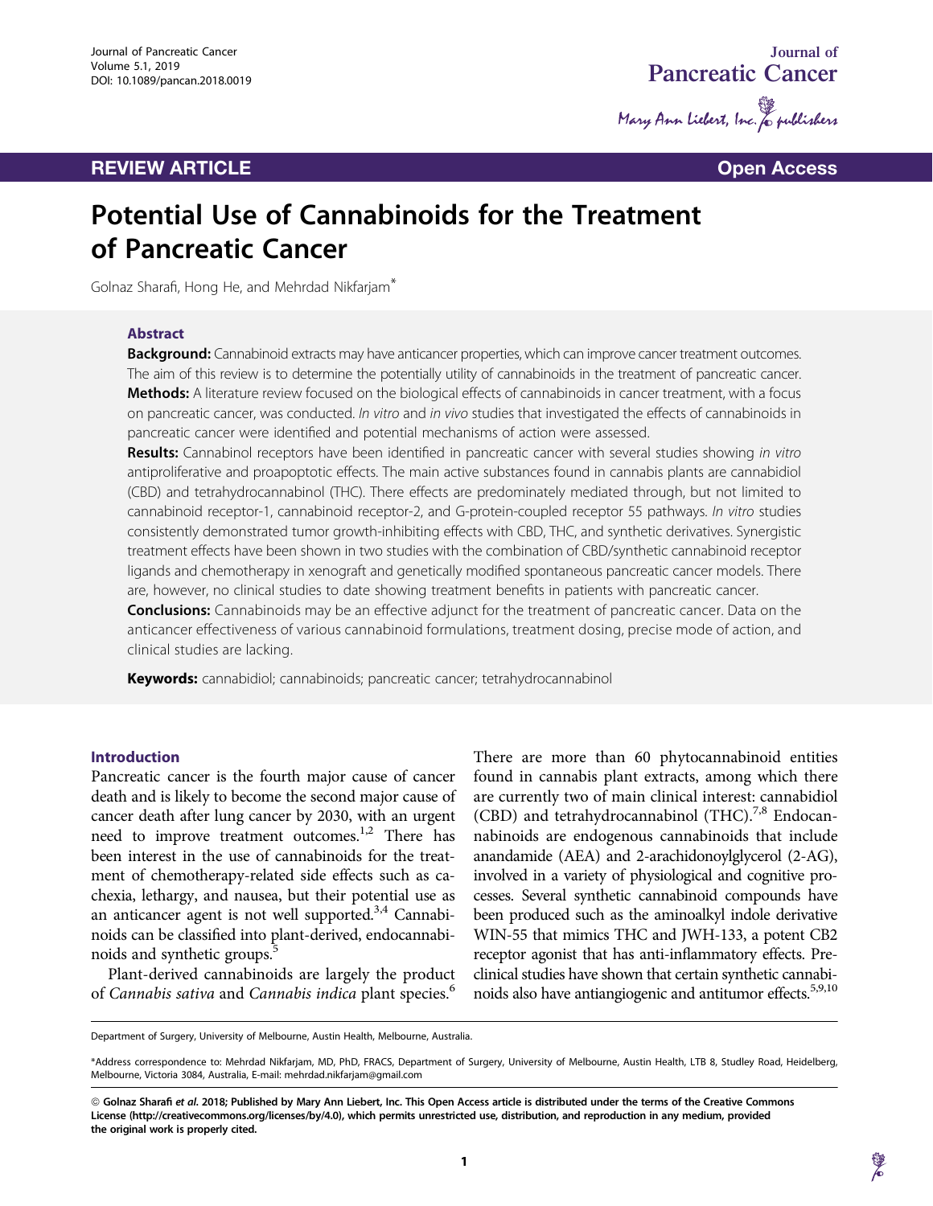REVIEW ARTICLE

Open Access

# Potential Use of Cannabinoids for the Treatment of Pancreatic Cancer

Golnaz Sharafi, Hong He, and Mehrdad Nikfarjam*

## Abstract

**Background:** Cannabinoid extracts may have anticancer properties, which can improve cancer treatment outcomes. The aim of this review is to determine the potentially utility of cannabinoids in the treatment of pancreatic cancer.

**Methods:** A literature review focused on the biological effects of cannabinoids in cancer treatment, with a focus on pancreatic cancer, was conducted. *In vitro* and *in vivo* studies that investigated the effects of cannabinoids in pancreatic cancer were identified and potential mechanisms of action were assessed.

**Results:** Cannabinol receptors have been identified in pancreatic cancer with several studies showing *in vitro* antiproliferative and proapoptotic effects. The main active substances found in cannabis plants are cannabidiol (CBD) and tetrahydrocannabinol (THC). There effects are predominately mediated through, but not limited to cannabinoid receptor-1, cannabinoid receptor-2, and G-protein-coupled receptor 55 pathways. *In vitro* studies consistently demonstrated tumor growth-inhibiting effects with CBD, THC, and synthetic derivatives. Synergistic treatment effects have been shown in two studies with the combination of CBD/synthetic cannabinoid receptor ligands and chemotherapy in xenograft and genetically modified spontaneous pancreatic cancer models. There are, however, no clinical studies to date showing treatment benefits in patients with pancreatic cancer.

**Conclusions:** Cannabinoids may be an effective adjunct for the treatment of pancreatic cancer. Data on the anticancer effectiveness of various cannabinoid formulations, treatment dosing, precise mode of action, and clinical studies are lacking.

**Keywords:** cannabidiol; cannabinoids; pancreatic cancer; tetrahydrocannabinol

## Introduction

Pancreatic cancer is the fourth major cause of cancer death and is likely to become the second major cause of cancer death after lung cancer by 2030, with an urgent need to improve treatment outcomes.[1,2] There has been interest in the use of cannabinoids for the treatment of chemotherapy-related side effects such as cachexia, lethargy, and nausea, but their potential use as an anticancer agent is not well supported.[3,4] Cannabinoids can be classified into plant-derived, endocannabinoids and synthetic groups.[5]

Plant-derived cannabinoids are largely the product of *Cannabis sativa* and *Cannabis indica* plant species.[6] There are more than 60 phytocannabinoid entities found in cannabis plant extracts, among which there are currently two of main clinical interest: cannabidiol (CBD) and tetrahydrocannabinol (THC).[7,8] Endocannabinoids are endogenous cannabinoids that include anandamide (AEA) and 2-arachidonoylglycerol (2-AG), involved in a variety of physiological and cognitive processes. Several synthetic cannabinoid compounds have been produced such as the aminoalkyl indole derivative WIN-55 that mimics THC and JWH-133, a potent CB2 receptor agonist that has anti-inflammatory effects. Preclinical studies have shown that certain synthetic cannabinoids also have antiangiogenic and antitumor effects.[5,9,10]

Department of Surgery, University of Melbourne, Austin Health, Melbourne, Australia.

*Address correspondence to: Mehrdad Nikfarjam, MD, PhD, FRACS, Department of Surgery, University of Melbourne, Austin Health, LTB 8, Studley Road, Heidelberg, Melbourne, Victoria 3084, Australia, E-mail: mehrdad.nikfarjam@gmail.com

© Golnaz Sharafi *et al.* 2018; Published by Mary Ann Liebert, Inc. This Open Access article is distributed under the terms of the Creative Commons License (http://creativecommons.org/licenses/by/4.0), which permits unrestricted use, distribution, and reproduction in any medium, provided the original work is properly cited.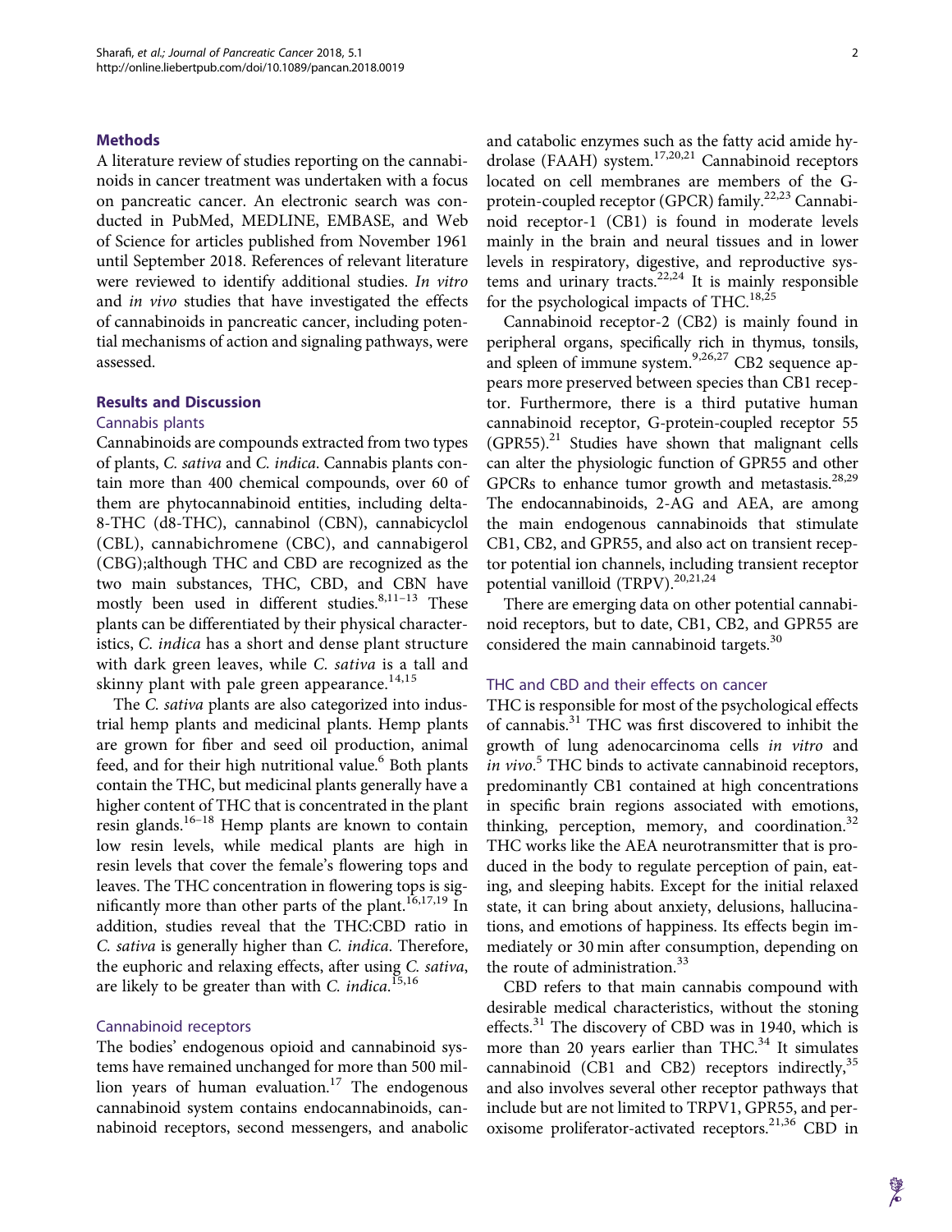## Methods

A literature review of studies reporting on the cannabinoids in cancer treatment was undertaken with a focus on pancreatic cancer. An electronic search was conducted in PubMed, MEDLINE, EMBASE, and Web of Science for articles published from November 1961 until September 2018. References of relevant literature were reviewed to identify additional studies. *In vitro* and *in vivo* studies that have investigated the effects of cannabinoids in pancreatic cancer, including potential mechanisms of action and signaling pathways, were assessed.

## Results and Discussion

### Cannabis plants

Cannabinoids are compounds extracted from two types of plants, *C. sativa* and *C. indica*. Cannabis plants contain more than 400 chemical compounds, over 60 of them are phytocannabinoid entities, including delta-8-THC (d8-THC), cannabinol (CBN), cannabicyclol (CBL), cannabichromene (CBC), and cannabigerol (CBG);although THC and CBD are recognized as the two main substances, THC, CBD, and CBN have mostly been used in different studies.[8,11–13] These plants can be differentiated by their physical characteristics, *C. indica* has a short and dense plant structure with dark green leaves, while *C. sativa* is a tall and skinny plant with pale green appearance.[14,15]

The *C. sativa* plants are also categorized into industrial hemp plants and medicinal plants. Hemp plants are grown for fiber and seed oil production, animal feed, and for their high nutritional value.[6] Both plants contain the THC, but medicinal plants generally have a higher content of THC that is concentrated in the plant resin glands.[16–18] Hemp plants are known to contain low resin levels, while medical plants are high in resin levels that cover the female's flowering tops and leaves. The THC concentration in flowering tops is significantly more than other parts of the plant.[16,17,19] In addition, studies reveal that the THC:CBD ratio in *C. sativa* is generally higher than *C. indica*. Therefore, the euphoric and relaxing effects, after using *C. sativa*, are likely to be greater than with *C. indica*.[15,16]

### Cannabinoid receptors

The bodies' endogenous opioid and cannabinoid systems have remained unchanged for more than 500 million years of human evaluation.[17] The endogenous cannabinoid system contains endocannabinoids, cannabinoid receptors, second messengers, and anabolic and catabolic enzymes such as the fatty acid amide hydrolase (FAAH) system.[17,20,21] Cannabinoid receptors located on cell membranes are members of the G-protein-coupled receptor (GPCR) family.[22,23] Cannabinoid receptor-1 (CB1) is found in moderate levels mainly in the brain and neural tissues and in lower levels in respiratory, digestive, and reproductive systems and urinary tracts.[22,24] It is mainly responsible for the psychological impacts of THC.[18,25]

Cannabinoid receptor-2 (CB2) is mainly found in peripheral organs, specifically rich in thymus, tonsils, and spleen of immune system.[9,26,27] CB2 sequence appears more preserved between species than CB1 receptor. Furthermore, there is a third putative human cannabinoid receptor, G-protein-coupled receptor 55 (GPR55).[21] Studies have shown that malignant cells can alter the physiologic function of GPR55 and other GPCRs to enhance tumor growth and metastasis.[28,29] The endocannabinoids, 2-AG and AEA, are among the main endogenous cannabinoids that stimulate CB1, CB2, and GPR55, and also act on transient receptor potential ion channels, including transient receptor potential vanilloid (TRPV).[20,21,24]

There are emerging data on other potential cannabinoid receptors, but to date, CB1, CB2, and GPR55 are considered the main cannabinoid targets.[30]

### THC and CBD and their effects on cancer

THC is responsible for most of the psychological effects of cannabis.[31] THC was first discovered to inhibit the growth of lung adenocarcinoma cells *in vitro* and *in vivo*.[5] THC binds to activate cannabinoid receptors, predominantly CB1 contained at high concentrations in specific brain regions associated with emotions, thinking, perception, memory, and coordination.[32] THC works like the AEA neurotransmitter that is produced in the body to regulate perception of pain, eating, and sleeping habits. Except for the initial relaxed state, it can bring about anxiety, delusions, hallucinations, and emotions of happiness. Its effects begin immediately or 30 min after consumption, depending on the route of administration.[33]

CBD refers to that main cannabis compound with desirable medical characteristics, without the stoning effects.[31] The discovery of CBD was in 1940, which is more than 20 years earlier than THC.[34] It simulates cannabinoid (CB1 and CB2) receptors indirectly,[35] and also involves several other receptor pathways that include but are not limited to TRPV1, GPR55, and peroxisome proliferator-activated receptors.[21,36] CBD in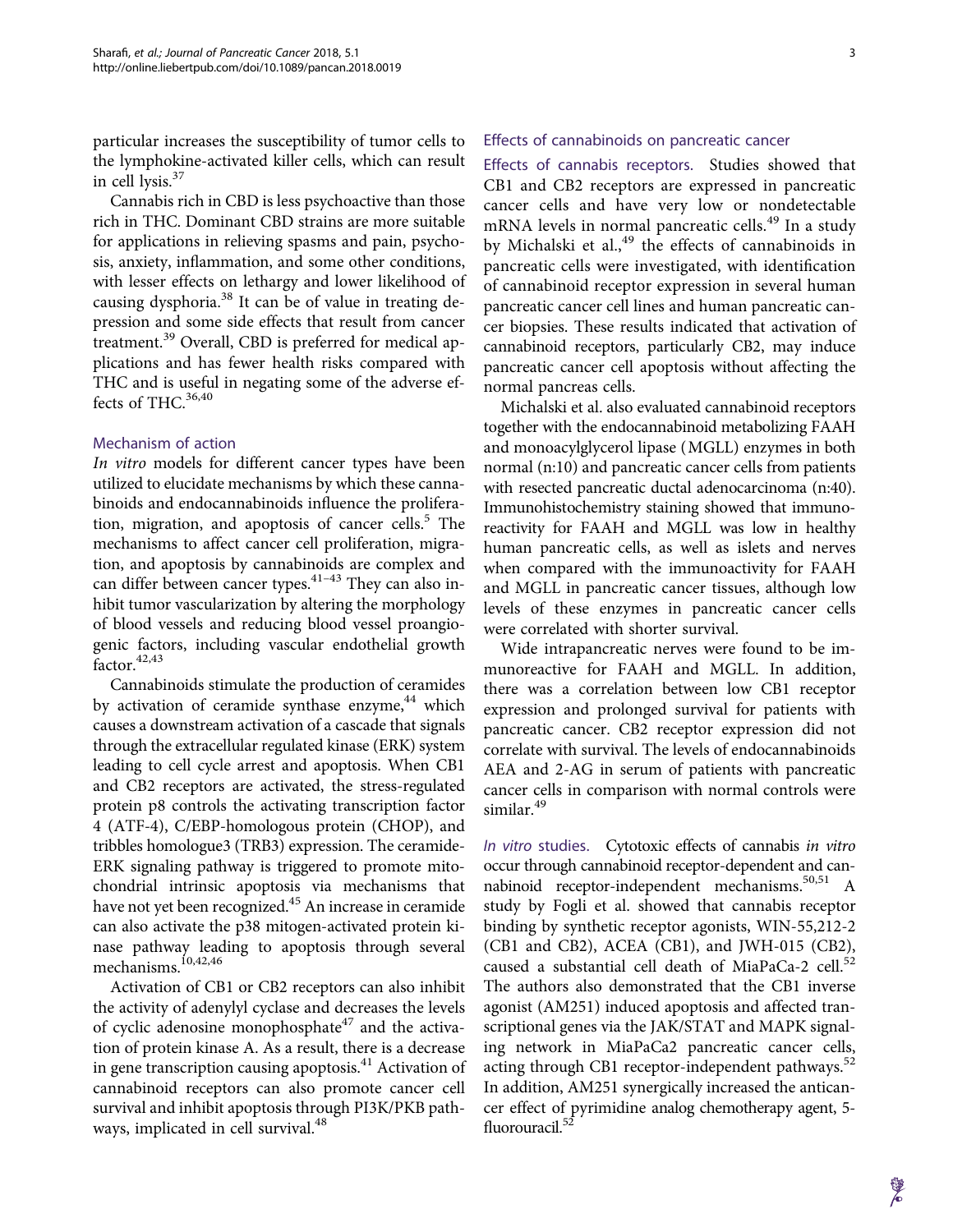particular increases the susceptibility of tumor cells to the lymphokine-activated killer cells, which can result in cell lysis.[37]

Cannabis rich in CBD is less psychoactive than those rich in THC. Dominant CBD strains are more suitable for applications in relieving spasms and pain, psychosis, anxiety, inflammation, and some other conditions, with lesser effects on lethargy and lower likelihood of causing dysphoria.[38] It can be of value in treating depression and some side effects that result from cancer treatment.[39] Overall, CBD is preferred for medical applications and has fewer health risks compared with THC and is useful in negating some of the adverse effects of THC.[36,40]

## Mechanism of action

*In vitro* models for different cancer types have been utilized to elucidate mechanisms by which these cannabinoids and endocannabinoids influence the proliferation, migration, and apoptosis of cancer cells.[5] The mechanisms to affect cancer cell proliferation, migration, and apoptosis by cannabinoids are complex and can differ between cancer types.[41–43] They can also inhibit tumor vascularization by altering the morphology of blood vessels and reducing blood vessel proangiogenic factors, including vascular endothelial growth factor.[42,43]

Cannabinoids stimulate the production of ceramides by activation of ceramide synthase enzyme,[44] which causes a downstream activation of a cascade that signals through the extracellular regulated kinase (ERK) system leading to cell cycle arrest and apoptosis. When CB1 and CB2 receptors are activated, the stress-regulated protein p8 controls the activating transcription factor 4 (ATF-4), C/EBP-homologous protein (CHOP), and tribbles homologue3 (TRB3) expression. The ceramide-ERK signaling pathway is triggered to promote mitochondrial intrinsic apoptosis via mechanisms that have not yet been recognized.[45] An increase in ceramide can also activate the p38 mitogen-activated protein kinase pathway leading to apoptosis through several mechanisms.[10,42,46]

Activation of CB1 or CB2 receptors can also inhibit the activity of adenylyl cyclase and decreases the levels of cyclic adenosine monophosphate[47] and the activation of protein kinase A. As a result, there is a decrease in gene transcription causing apoptosis.[41] Activation of cannabinoid receptors can also promote cancer cell survival and inhibit apoptosis through PI3K/PKB pathways, implicated in cell survival.[48]

## Effects of cannabinoids on pancreatic cancer

### Effects of cannabis receptors.

Studies showed that CB1 and CB2 receptors are expressed in pancreatic cancer cells and have very low or nondetectable mRNA levels in normal pancreatic cells.[49] In a study by Michalski et al.,[49] the effects of cannabinoids in pancreatic cells were investigated, with identification of cannabinoid receptor expression in several human pancreatic cancer cell lines and human pancreatic cancer biopsies. These results indicated that activation of cannabinoid receptors, particularly CB2, may induce pancreatic cancer cell apoptosis without affecting the normal pancreas cells.

Michalski et al. also evaluated cannabinoid receptors together with the endocannabinoid metabolizing FAAH and monoacylglycerol lipase (MGLL) enzymes in both normal (n:10) and pancreatic cancer cells from patients with resected pancreatic ductal adenocarcinoma (n:40). Immunohistochemistry staining showed that immunoreactivity for FAAH and MGLL was low in healthy human pancreatic cells, as well as islets and nerves when compared with the immunoactivity for FAAH and MGLL in pancreatic cancer tissues, although low levels of these enzymes in pancreatic cancer cells were correlated with shorter survival.

Wide intrapancreatic nerves were found to be immunoreactive for FAAH and MGLL. In addition, there was a correlation between low CB1 receptor expression and prolonged survival for patients with pancreatic cancer. CB2 receptor expression did not correlate with survival. The levels of endocannabinoids AEA and 2-AG in serum of patients with pancreatic cancer cells in comparison with normal controls were similar.[49]

### *In vitro* studies.

Cytotoxic effects of cannabis *in vitro* occur through cannabinoid receptor-dependent and cannabinoid receptor-independent mechanisms.[50,51] A study by Fogli et al. showed that cannabis receptor binding by synthetic receptor agonists, WIN-55,212-2 (CB1 and CB2), ACEA (CB1), and JWH-015 (CB2), caused a substantial cell death of MiaPaCa-2 cell.[52] The authors also demonstrated that the CB1 inverse agonist (AM251) induced apoptosis and affected transcriptional genes via the JAK/STAT and MAPK signaling network in MiaPaCa2 pancreatic cancer cells, acting through CB1 receptor-independent pathways.[52] In addition, AM251 synergically increased the anticancer effect of pyrimidine analog chemotherapy agent, 5-fluorouracil.[52]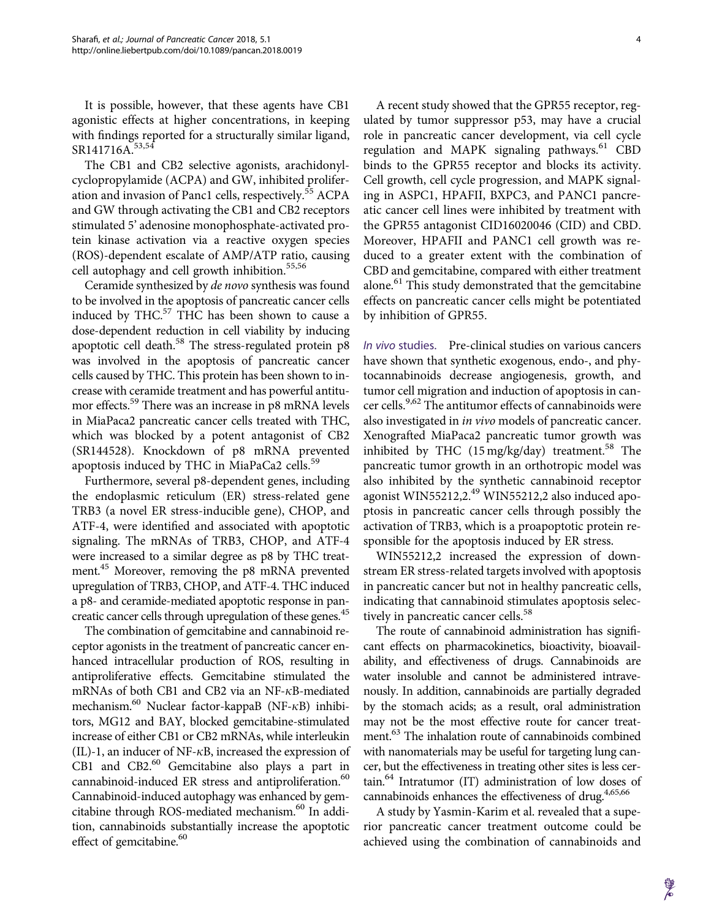It is possible, however, that these agents have CB1 agonistic effects at higher concentrations, in keeping with findings reported for a structurally similar ligand, SR141716A.[53,54]

The CB1 and CB2 selective agonists, arachidonylcyclopropylamide (ACPA) and GW, inhibited proliferation and invasion of Panc1 cells, respectively.[55] ACPA and GW through activating the CB1 and CB2 receptors stimulated 5' adenosine monophosphate-activated protein kinase activation via a reactive oxygen species (ROS)-dependent escalate of AMP/ATP ratio, causing cell autophagy and cell growth inhibition.[55,56]

Ceramide synthesized by *de novo* synthesis was found to be involved in the apoptosis of pancreatic cancer cells induced by THC.[57] THC has been shown to cause a dose-dependent reduction in cell viability by inducing apoptotic cell death.[58] The stress-regulated protein p8 was involved in the apoptosis of pancreatic cancer cells caused by THC. This protein has been shown to increase with ceramide treatment and has powerful antitumor effects.[59] There was an increase in p8 mRNA levels in MiaPaca2 pancreatic cancer cells treated with THC, which was blocked by a potent antagonist of CB2 (SR144528). Knockdown of p8 mRNA prevented apoptosis induced by THC in MiaPaCa2 cells.[59]

Furthermore, several p8-dependent genes, including the endoplasmic reticulum (ER) stress-related gene TRB3 (a novel ER stress-inducible gene), CHOP, and ATF-4, were identified and associated with apoptotic signaling. The mRNAs of TRB3, CHOP, and ATF-4 were increased to a similar degree as p8 by THC treatment.[45] Moreover, removing the p8 mRNA prevented upregulation of TRB3, CHOP, and ATF-4. THC induced a p8- and ceramide-mediated apoptotic response in pancreatic cancer cells through upregulation of these genes.[45]

The combination of gemcitabine and cannabinoid receptor agonists in the treatment of pancreatic cancer enhanced intracellular production of ROS, resulting in antiproliferative effects. Gemcitabine stimulated the mRNAs of both CB1 and CB2 via an NF-κB-mediated mechanism.[60] Nuclear factor-kappaB (NF-κB) inhibitors, MG12 and BAY, blocked gemcitabine-stimulated increase of either CB1 or CB2 mRNAs, while interleukin (IL)-1, an inducer of NF-κB, increased the expression of CB1 and CB2.[60] Gemcitabine also plays a part in cannabinoid-induced ER stress and antiproliferation.[60] Cannabinoid-induced autophagy was enhanced by gemcitabine through ROS-mediated mechanism.[60] In addition, cannabinoids substantially increase the apoptotic effect of gemcitabine.[60]

A recent study showed that the GPR55 receptor, regulated by tumor suppressor p53, may have a crucial role in pancreatic cancer development, via cell cycle regulation and MAPK signaling pathways.[61] CBD binds to the GPR55 receptor and blocks its activity. Cell growth, cell cycle progression, and MAPK signaling in ASPC1, HPAFII, BXPC3, and PANC1 pancreatic cancer cell lines were inhibited by treatment with the GPR55 antagonist CID16020046 (CID) and CBD. Moreover, HPAFII and PANC1 cell growth was reduced to a greater extent with the combination of CBD and gemcitabine, compared with either treatment alone.[61] This study demonstrated that the gemcitabine effects on pancreatic cancer cells might be potentiated by inhibition of GPR55.

*In vivo* studies. Pre-clinical studies on various cancers have shown that synthetic exogenous, endo-, and phytocannabinoids decrease angiogenesis, growth, and tumor cell migration and induction of apoptosis in cancer cells.[9,62] The antitumor effects of cannabinoids were also investigated in *in vivo* models of pancreatic cancer. Xenografted MiaPaca2 pancreatic tumor growth was inhibited by THC (15 mg/kg/day) treatment.[58] The pancreatic tumor growth in an orthotropic model was also inhibited by the synthetic cannabinoid receptor agonist WIN55212,2.[49] WIN55212,2 also induced apoptosis in pancreatic cancer cells through possibly the activation of TRB3, which is a proapoptotic protein responsible for the apoptosis induced by ER stress.

WIN55212,2 increased the expression of downstream ER stress-related targets involved with apoptosis in pancreatic cancer but not in healthy pancreatic cells, indicating that cannabinoid stimulates apoptosis selectively in pancreatic cancer cells.[58]

The route of cannabinoid administration has significant effects on pharmacokinetics, bioactivity, bioavailability, and effectiveness of drugs. Cannabinoids are water insoluble and cannot be administered intravenously. In addition, cannabinoids are partially degraded by the stomach acids; as a result, oral administration may not be the most effective route for cancer treatment.[63] The inhalation route of cannabinoids combined with nanomaterials may be useful for targeting lung cancer, but the effectiveness in treating other sites is less certain.[64] Intratumor (IT) administration of low doses of cannabinoids enhances the effectiveness of drug.[4,65,66]

A study by Yasmin-Karim et al. revealed that a superior pancreatic cancer treatment outcome could be achieved using the combination of cannabinoids and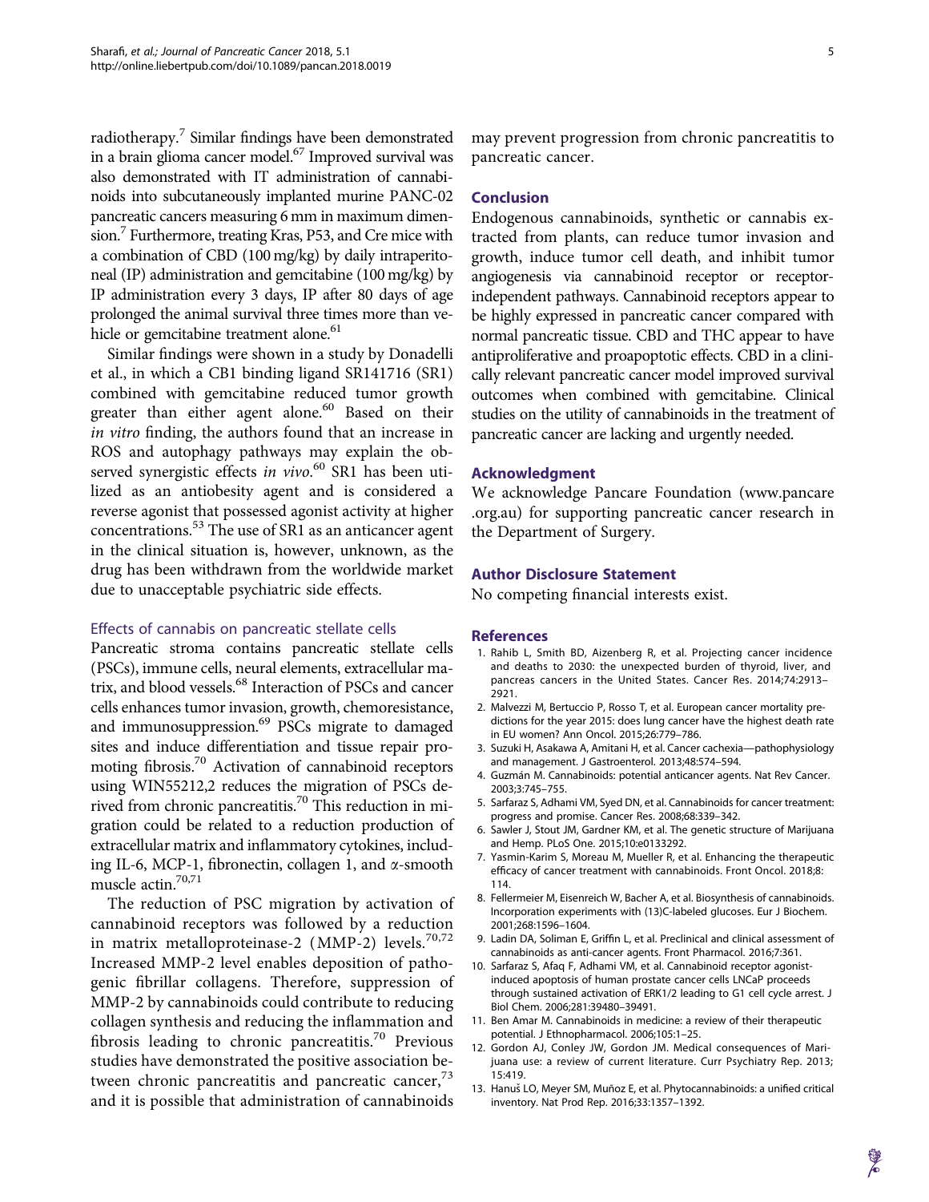radiotherapy.[7] Similar findings have been demonstrated in a brain glioma cancer model.[67] Improved survival was also demonstrated with IT administration of cannabinoids into subcutaneously implanted murine PANC-02 pancreatic cancers measuring 6 mm in maximum dimension.[7] Furthermore, treating Kras, P53, and Cre mice with a combination of CBD (100 mg/kg) by daily intraperitoneal (IP) administration and gemcitabine (100 mg/kg) by IP administration every 3 days, IP after 80 days of age prolonged the animal survival three times more than vehicle or gemcitabine treatment alone.[61]

Similar findings were shown in a study by Donadelli et al., in which a CB1 binding ligand SR141716 (SR1) combined with gemcitabine reduced tumor growth greater than either agent alone.[60] Based on their *in vitro* finding, the authors found that an increase in ROS and autophagy pathways may explain the observed synergistic effects *in vivo*.[60] SR1 has been utilized as an antiobesity agent and is considered a reverse agonist that possessed agonist activity at higher concentrations.[53] The use of SR1 as an anticancer agent in the clinical situation is, however, unknown, as the drug has been withdrawn from the worldwide market due to unacceptable psychiatric side effects.

### Effects of cannabis on pancreatic stellate cells

Pancreatic stroma contains pancreatic stellate cells (PSCs), immune cells, neural elements, extracellular matrix, and blood vessels.[68] Interaction of PSCs and cancer cells enhances tumor invasion, growth, chemoresistance, and immunosuppression.[69] PSCs migrate to damaged sites and induce differentiation and tissue repair promoting fibrosis.[70] Activation of cannabinoid receptors using WIN55212,2 reduces the migration of PSCs derived from chronic pancreatitis.[70] This reduction in migration could be related to a reduction production of extracellular matrix and inflammatory cytokines, including IL-6, MCP-1, fibronectin, collagen 1, and $\alpha$-smooth muscle actin.[70,71]

The reduction of PSC migration by activation of cannabinoid receptors was followed by a reduction in matrix metalloproteinase-2 (MMP-2) levels.[70,72] Increased MMP-2 level enables deposition of pathogenic fibrillar collagens. Therefore, suppression of MMP-2 by cannabinoids could contribute to reducing collagen synthesis and reducing the inflammation and fibrosis leading to chronic pancreatitis.[70] Previous studies have demonstrated the positive association between chronic pancreatitis and pancreatic cancer,[73] and it is possible that administration of cannabinoids may prevent progression from chronic pancreatitis to pancreatic cancer.

## Conclusion

Endogenous cannabinoids, synthetic or cannabis extracted from plants, can reduce tumor invasion and growth, induce tumor cell death, and inhibit tumor angiogenesis via cannabinoid receptor or receptor-independent pathways. Cannabinoid receptors appear to be highly expressed in pancreatic cancer compared with normal pancreatic tissue. CBD and THC appear to have antiproliferative and proapoptotic effects. CBD in a clinically relevant pancreatic cancer model improved survival outcomes when combined with gemcitabine. Clinical studies on the utility of cannabinoids in the treatment of pancreatic cancer are lacking and urgently needed.

## Acknowledgment

We acknowledge Pancare Foundation (www.pancare.org.au) for supporting pancreatic cancer research in the Department of Surgery.

## Author Disclosure Statement

No competing financial interests exist.

## References

1. Rahib L, Smith BD, Aizenberg R, et al. Projecting cancer incidence and deaths to 2030: the unexpected burden of thyroid, liver, and pancreas cancers in the United States. Cancer Res. 2014;74:2913–2921.
2. Malvezzi M, Bertuccio P, Rosso T, et al. European cancer mortality predictions for the year 2015: does lung cancer have the highest death rate in EU women? Ann Oncol. 2015;26:779–786.
3. Suzuki H, Asakawa A, Amitani H, et al. Cancer cachexia—pathophysiology and management. J Gastroenterol. 2013;48:574–594.
4. Guzmán M. Cannabinoids: potential anticancer agents. Nat Rev Cancer. 2003;3:745–755.
5. Sarfaraz S, Adhami VM, Syed DN, et al. Cannabinoids for cancer treatment: progress and promise. Cancer Res. 2008;68:339–342.
6. Sawler J, Stout JM, Gardner KM, et al. The genetic structure of Marijuana and Hemp. PLoS One. 2015;10:e0133292.
7. Yasmin-Karim S, Moreau M, Mueller R, et al. Enhancing the therapeutic efficacy of cancer treatment with cannabinoids. Front Oncol. 2018;8:114.
8. Fellermeier M, Eisenreich W, Bacher A, et al. Biosynthesis of cannabinoids. Incorporation experiments with (13)C-labeled glucoses. Eur J Biochem. 2001;268:1596–1604.
9. Ladin DA, Soliman E, Griffin L, et al. Preclinical and clinical assessment of cannabinoids as anti-cancer agents. Front Pharmacol. 2016;7:361.
10. Sarfaraz S, Afaq F, Adhami VM, et al. Cannabinoid receptor agonist-induced apoptosis of human prostate cancer cells LNCaP proceeds through sustained activation of ERK1/2 leading to G1 cell cycle arrest. J Biol Chem. 2006;281:39480–39491.
11. Ben Amar M. Cannabinoids in medicine: a review of their therapeutic potential. J Ethnopharmacol. 2006;105:1–25.
12. Gordon AJ, Conley JW, Gordon JM. Medical consequences of Marijuana use: a review of current literature. Curr Psychiatry Rep. 2013;15:419.
13. Hanuš LO, Meyer SM, Muñoz E, et al. Phytocannabinoids: a unified critical inventory. Nat Prod Rep. 2016;33:1357–1392.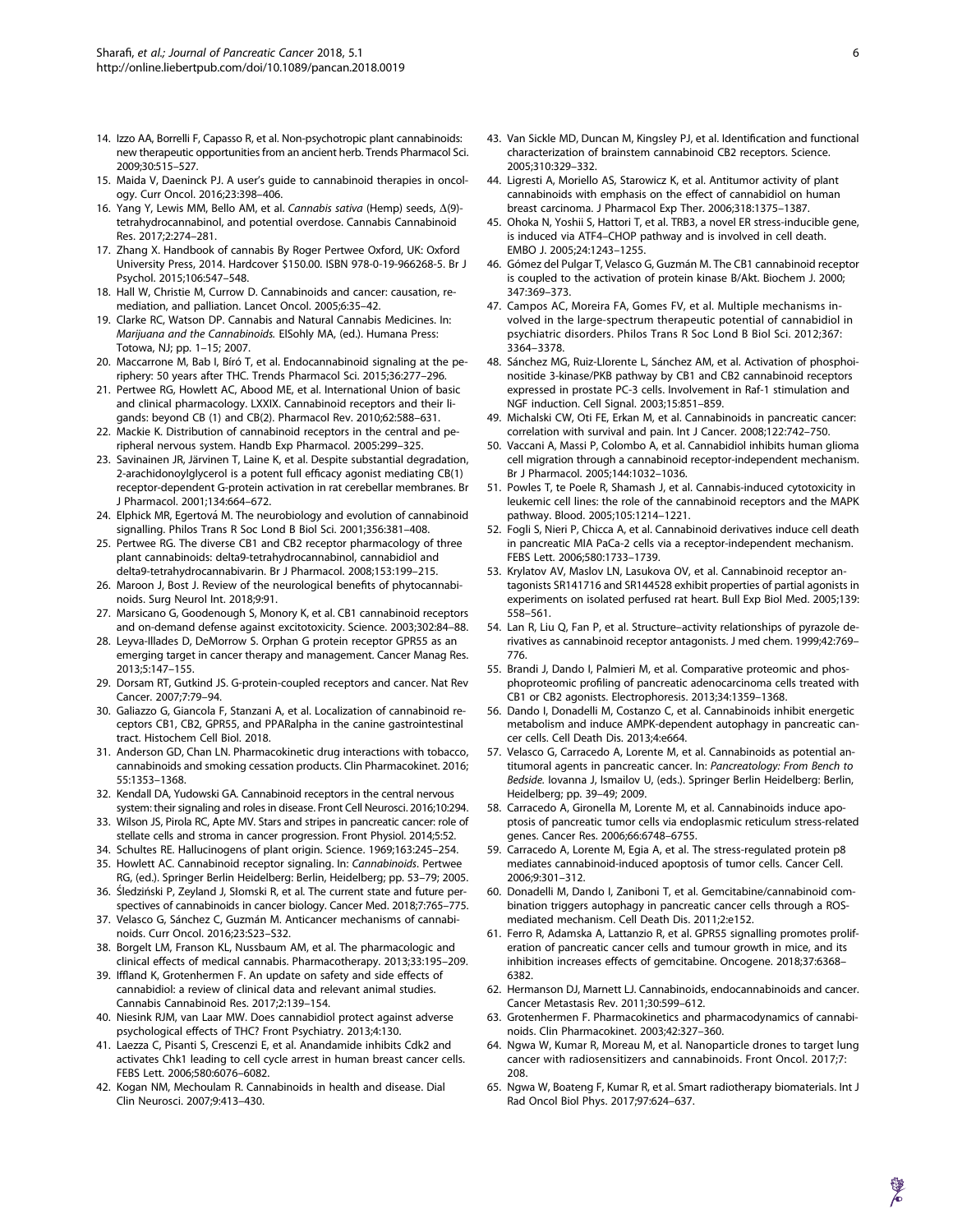14. Izzo AA, Borrelli F, Capasso R, et al. Non-psychotropic plant cannabinoids: new therapeutic opportunities from an ancient herb. Trends Pharmacol Sci. 2009;30:515–527.
15. Maida V, Daeninck PJ. A user's guide to cannabinoid therapies in oncology. Curr Oncol. 2016;23:398–406.
16. Yang Y, Lewis MM, Bello AM, et al. *Cannabis sativa* (Hemp) seeds, Δ(9)-tetrahydrocannabinol, and potential overdose. Cannabis Cannabinoid Res. 2017;2:274–281.
17. Zhang X. Handbook of cannabis By Roger Pertwee Oxford, UK: Oxford University Press, 2014. Hardcover $150.00. ISBN 978-0-19-966268-5. Br J Psychol. 2015;106:547–548.
18. Hall W, Christie M, Currow D. Cannabinoids and cancer: causation, remediation, and palliation. Lancet Oncol. 2005;6:35–42.
19. Clarke RC, Watson DP. Cannabis and Natural Cannabis Medicines. In: *Marijuana and the Cannabinoids.* ElSohly MA, (ed.). Humana Press: Totowa, NJ; pp. 1–15; 2007.
20. Maccarrone M, Bab I, Bíró T, et al. Endocannabinoid signaling at the periphery: 50 years after THC. Trends Pharmacol Sci. 2015;36:277–296.
21. Pertwee RG, Howlett AC, Abood ME, et al. International Union of basic and clinical pharmacology. LXXIX. Cannabinoid receptors and their ligands: beyond CB (1) and CB(2). Pharmacol Rev. 2010;62:588–631.
22. Mackie K. Distribution of cannabinoid receptors in the central and peripheral nervous system. Handb Exp Pharmacol. 2005:299–325.
23. Savinainen JR, Järvinen T, Laine K, et al. Despite substantial degradation, 2-arachidonoylglycerol is a potent full efficacy agonist mediating CB(1) receptor-dependent G-protein activation in rat cerebellar membranes. Br J Pharmacol. 2001;134:664–672.
24. Elphick MR, Egertová M. The neurobiology and evolution of cannabinoid signalling. Philos Trans R Soc Lond B Biol Sci. 2001;356:381–408.
25. Pertwee RG. The diverse CB1 and CB2 receptor pharmacology of three plant cannabinoids: delta9-tetrahydrocannabinol, cannabidiol and delta9-tetrahydrocannabivarin. Br J Pharmacol. 2008;153:199–215.
26. Maroon J, Bost J. Review of the neurological benefits of phytocannabinoids. Surg Neurol Int. 2018;9:91.
27. Marsicano G, Goodenough S, Monory K, et al. CB1 cannabinoid receptors and on-demand defense against excitotoxicity. Science. 2003;302:84–88.
28. Leyva-Illades D, DeMorrow S. Orphan G protein receptor GPR55 as an emerging target in cancer therapy and management. Cancer Manag Res. 2013;5:147–155.
29. Dorsam RT, Gutkind JS. G-protein-coupled receptors and cancer. Nat Rev Cancer. 2007;7:79–94.
30. Galiazzo G, Giancola F, Stanzani A, et al. Localization of cannabinoid receptors CB1, CB2, GPR55, and PPARalpha in the canine gastrointestinal tract. Histochem Cell Biol. 2018.
31. Anderson GD, Chan LN. Pharmacokinetic drug interactions with tobacco, cannabinoids and smoking cessation products. Clin Pharmacokinet. 2016; 55:1353–1368.
32. Kendall DA, Yudowski GA. Cannabinoid receptors in the central nervous system: their signaling and roles in disease. Front Cell Neurosci. 2016;10:294.
33. Wilson JS, Pirola RC, Apte MV. Stars and stripes in pancreatic cancer: role of stellate cells and stroma in cancer progression. Front Physiol. 2014;5:52.
34. Schultes RE. Hallucinogens of plant origin. Science. 1969;163:245–254.
35. Howlett AC. Cannabinoid receptor signaling. In: *Cannabinoids.* Pertwee RG, (ed.). Springer Berlin Heidelberg: Berlin, Heidelberg; pp. 53–79; 2005.
36. Śledziński P, Zeyland J, Słomski R, et al. The current state and future perspectives of cannabinoids in cancer biology. Cancer Med. 2018;7:765–775.
37. Velasco G, Sánchez C, Guzmán M. Anticancer mechanisms of cannabinoids. Curr Oncol. 2016;23:S23–S32.
38. Borgelt LM, Franson KL, Nussbaum AM, et al. The pharmacologic and clinical effects of medical cannabis. Pharmacotherapy. 2013;33:195–209.
39. Iffland K, Grotenhermen F. An update on safety and side effects of cannabidiol: a review of clinical data and relevant animal studies. Cannabis Cannabinoid Res. 2017;2:139–154.
40. Niesink RJM, van Laar MW. Does cannabidiol protect against adverse psychological effects of THC? Front Psychiatry. 2013;4:130.
41. Laezza C, Pisanti S, Crescenzi E, et al. Anandamide inhibits Cdk2 and activates Chk1 leading to cell cycle arrest in human breast cancer cells. FEBS Lett. 2006;580:6076–6082.
42. Kogan NM, Mechoulam R. Cannabinoids in health and disease. Dial Clin Neurosci. 2007;9:413–430.
43. Van Sickle MD, Duncan M, Kingsley PJ, et al. Identification and functional characterization of brainstem cannabinoid CB2 receptors. Science. 2005;310:329–332.
44. Ligresti A, Moriello AS, Starowicz K, et al. Antitumor activity of plant cannabinoids with emphasis on the effect of cannabidiol on human breast carcinoma. J Pharmacol Exp Ther. 2006;318:1375–1387.
45. Ohoka N, Yoshii S, Hattori T, et al. TRB3, a novel ER stress-inducible gene, is induced via ATF4–CHOP pathway and is involved in cell death. EMBO J. 2005;24:1243–1255.
46. Gómez del Pulgar T, Velasco G, Guzmán M. The CB1 cannabinoid receptor is coupled to the activation of protein kinase B/Akt. Biochem J. 2000; 347:369–373.
47. Campos AC, Moreira FA, Gomes FV, et al. Multiple mechanisms involved in the large-spectrum therapeutic potential of cannabidiol in psychiatric disorders. Philos Trans R Soc Lond B Biol Sci. 2012;367: 3364–3378.
48. Sánchez MG, Ruiz-Llorente L, Sánchez AM, et al. Activation of phosphoinositide 3-kinase/PKB pathway by CB1 and CB2 cannabinoid receptors expressed in prostate PC-3 cells. Involvement in Raf-1 stimulation and NGF induction. Cell Signal. 2003;15:851–859.
49. Michalski CW, Oti FE, Erkan M, et al. Cannabinoids in pancreatic cancer: correlation with survival and pain. Int J Cancer. 2008;122:742–750.
50. Vaccani A, Massi P, Colombo A, et al. Cannabidiol inhibits human glioma cell migration through a cannabinoid receptor-independent mechanism. Br J Pharmacol. 2005;144:1032–1036.
51. Powles T, te Poele R, Shamash J, et al. Cannabis-induced cytotoxicity in leukemic cell lines: the role of the cannabinoid receptors and the MAPK pathway. Blood. 2005;105:1214–1221.
52. Fogli S, Nieri P, Chicca A, et al. Cannabinoid derivatives induce cell death in pancreatic MIA PaCa-2 cells via a receptor-independent mechanism. FEBS Lett. 2006;580:1733–1739.
53. Krylatov AV, Maslov LN, Lasukova OV, et al. Cannabinoid receptor antagonists SR141716 and SR144528 exhibit properties of partial agonists in experiments on isolated perfused rat heart. Bull Exp Biol Med. 2005;139: 558–561.
54. Lan R, Liu Q, Fan P, et al. Structure–activity relationships of pyrazole derivatives as cannabinoid receptor antagonists. J med chem. 1999;42:769–776.
55. Brandi J, Dando I, Palmieri M, et al. Comparative proteomic and phosphoproteomic profiling of pancreatic adenocarcinoma cells treated with CB1 or CB2 agonists. Electrophoresis. 2013;34:1359–1368.
56. Dando I, Donadelli M, Costanzo C, et al. Cannabinoids inhibit energetic metabolism and induce AMPK-dependent autophagy in pancreatic cancer cells. Cell Death Dis. 2013;4:e664.
57. Velasco G, Carracedo A, Lorente M, et al. Cannabinoids as potential antitumoral agents in pancreatic cancer. In: *Pancreatology: From Bench to Bedside.* Iovanna J, Ismailov U, (eds.). Springer Berlin Heidelberg: Berlin, Heidelberg; pp. 39–49; 2009.
58. Carracedo A, Gironella M, Lorente M, et al. Cannabinoids induce apoptosis of pancreatic tumor cells via endoplasmic reticulum stress-related genes. Cancer Res. 2006;66:6748–6755.
59. Carracedo A, Lorente M, Egia A, et al. The stress-regulated protein p8 mediates cannabinoid-induced apoptosis of tumor cells. Cancer Cell. 2006;9:301–312.
60. Donadelli M, Dando I, Zaniboni T, et al. Gemcitabine/cannabinoid combination triggers autophagy in pancreatic cancer cells through a ROS-mediated mechanism. Cell Death Dis. 2011;2:e152.
61. Ferro R, Adamska A, Lattanzio R, et al. GPR55 signalling promotes proliferation of pancreatic cancer cells and tumour growth in mice, and its inhibition increases effects of gemcitabine. Oncogene. 2018;37:6368–6382.
62. Hermanson DJ, Marnett LJ. Cannabinoids, endocannabinoids and cancer. Cancer Metastasis Rev. 2011;30:599–612.
63. Grotenhermen F. Pharmacokinetics and pharmacodynamics of cannabinoids. Clin Pharmacokinet. 2003;42:327–360.
64. Ngwa W, Kumar R, Moreau M, et al. Nanoparticle drones to target lung cancer with radiosensitizers and cannabinoids. Front Oncol. 2017;7: 208.
65. Ngwa W, Boateng F, Kumar R, et al. Smart radiotherapy biomaterials. Int J Rad Oncol Biol Phys. 2017;97:624–637.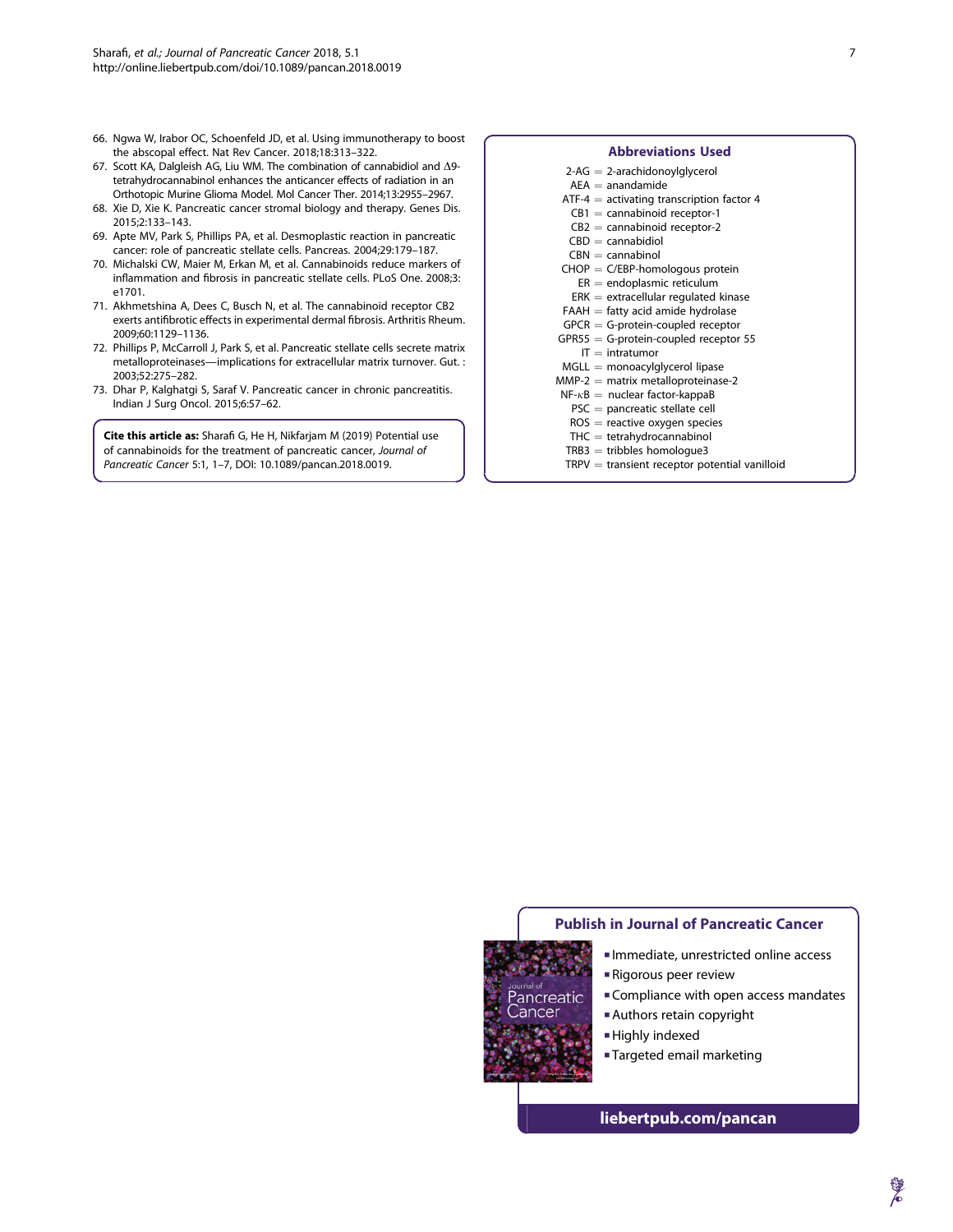66. Ngwa W, Irabor OC, Schoenfeld JD, et al. Using immunotherapy to boost the abscopal effect. Nat Rev Cancer. 2018;18:313–322.
67. Scott KA, Dalgleish AG, Liu WM. The combination of cannabidiol and Δ9-tetrahydrocannabinol enhances the anticancer effects of radiation in an Orthotopic Murine Glioma Model. Mol Cancer Ther. 2014;13:2955–2967.
68. Xie D, Xie K. Pancreatic cancer stromal biology and therapy. Genes Dis. 2015;2:133–143.
69. Apte MV, Park S, Phillips PA, et al. Desmoplastic reaction in pancreatic cancer: role of pancreatic stellate cells. Pancreas. 2004;29:179–187.
70. Michalski CW, Maier M, Erkan M, et al. Cannabinoids reduce markers of inflammation and fibrosis in pancreatic stellate cells. PLoS One. 2008;3:e1701.
71. Akhmetshina A, Dees C, Busch N, et al. The cannabinoid receptor CB2 exerts antifibrotic effects in experimental dermal fibrosis. Arthritis Rheum. 2009;60:1129–1136.
72. Phillips P, McCarroll J, Park S, et al. Pancreatic stellate cells secrete matrix metalloproteinases—implications for extracellular matrix turnover. Gut. : 2003;52:275–282.
73. Dhar P, Kalghatgi S, Saraf V. Pancreatic cancer in chronic pancreatitis. Indian J Surg Oncol. 2015;6:57–62.

**Cite this article as:** Sharafi G, He H, Nikfarjam M (2019) Potential use of cannabinoids for the treatment of pancreatic cancer, *Journal of Pancreatic Cancer* 5:1, 1–7, DOI: 10.1089/pancan.2018.0019.

### Abbreviations Used

2-AG = 2-arachidonoylglycerol
AEA = anandamide
ATF-4 = activating transcription factor 4
CB1 = cannabinoid receptor-1
CB2 = cannabinoid receptor-2
CBD = cannabidiol
CBN = cannabinol
CHOP = C/EBP-homologous protein
ER = endoplasmic reticulum
ERK = extracellular regulated kinase
FAAH = fatty acid amide hydrolase
GPCR = G-protein-coupled receptor
GPR55 = G-protein-coupled receptor 55
IT = intratumor
MGLL = monoacylglycerol lipase
MMP-2 = matrix metalloproteinase-2
NF-κB = nuclear factor-kappaB
PSC = pancreatic stellate cell
ROS = reactive oxygen species
THC = tetrahydrocannabinol
TRB3 = tribbles homologue3
TRPV = transient receptor potential vanilloid

### Publish in Journal of Pancreatic Cancer

- Immediate, unrestricted online access
- Rigorous peer review
- Compliance with open access mandates
- Authors retain copyright
- Highly indexed
- Targeted email marketing

**liebertpub.com/pancan**